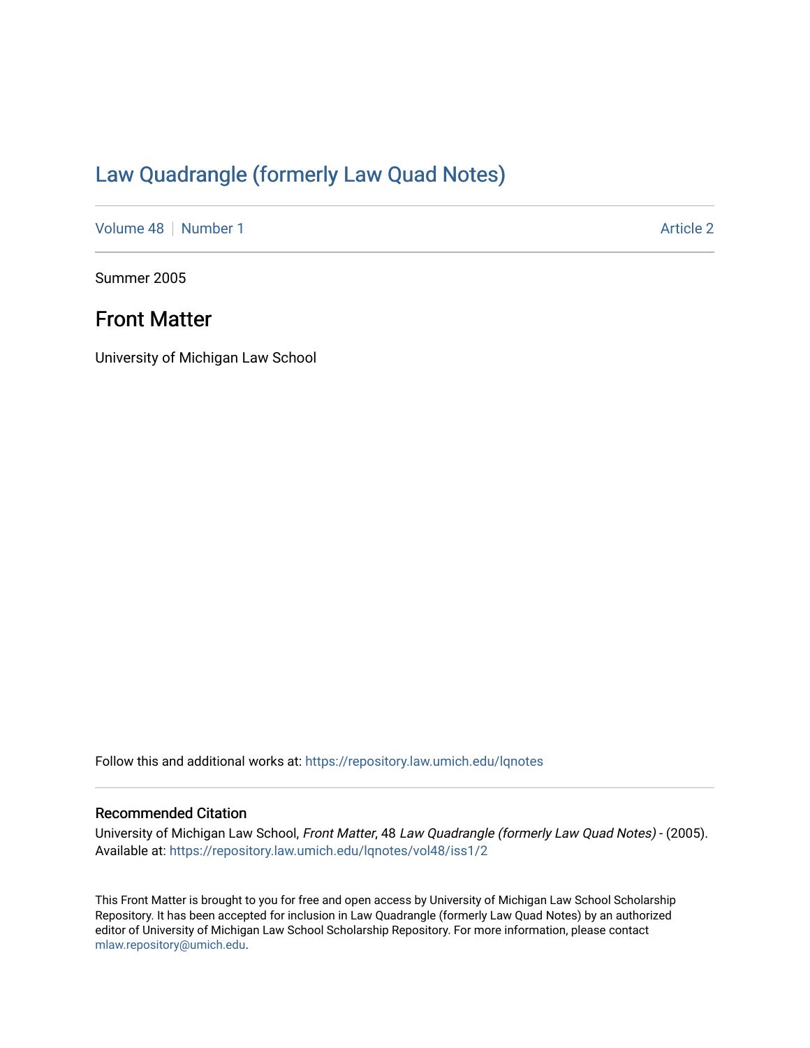# Law Quadrangle (formerly Law Quad Notes)

Volume 48 | Number 1 Article 2

Summer 2005

## Front Matter

University of Michigan Law School

Follow this and additional works at: https://repository.law.umich.edu/lqnotes

### Recommended Citation

University of Michigan Law School, *Front Matter*, 48 *Law Quadrangle (formerly Law Quad Notes)* - (2005). Available at: https://repository.law.umich.edu/lqnotes/vol48/iss1/2

This Front Matter is brought to you for free and open access by University of Michigan Law School Scholarship Repository. It has been accepted for inclusion in Law Quadrangle (formerly Law Quad Notes) by an authorized editor of University of Michigan Law School Scholarship Repository. For more information, please contact mlaw.repository@umich.edu.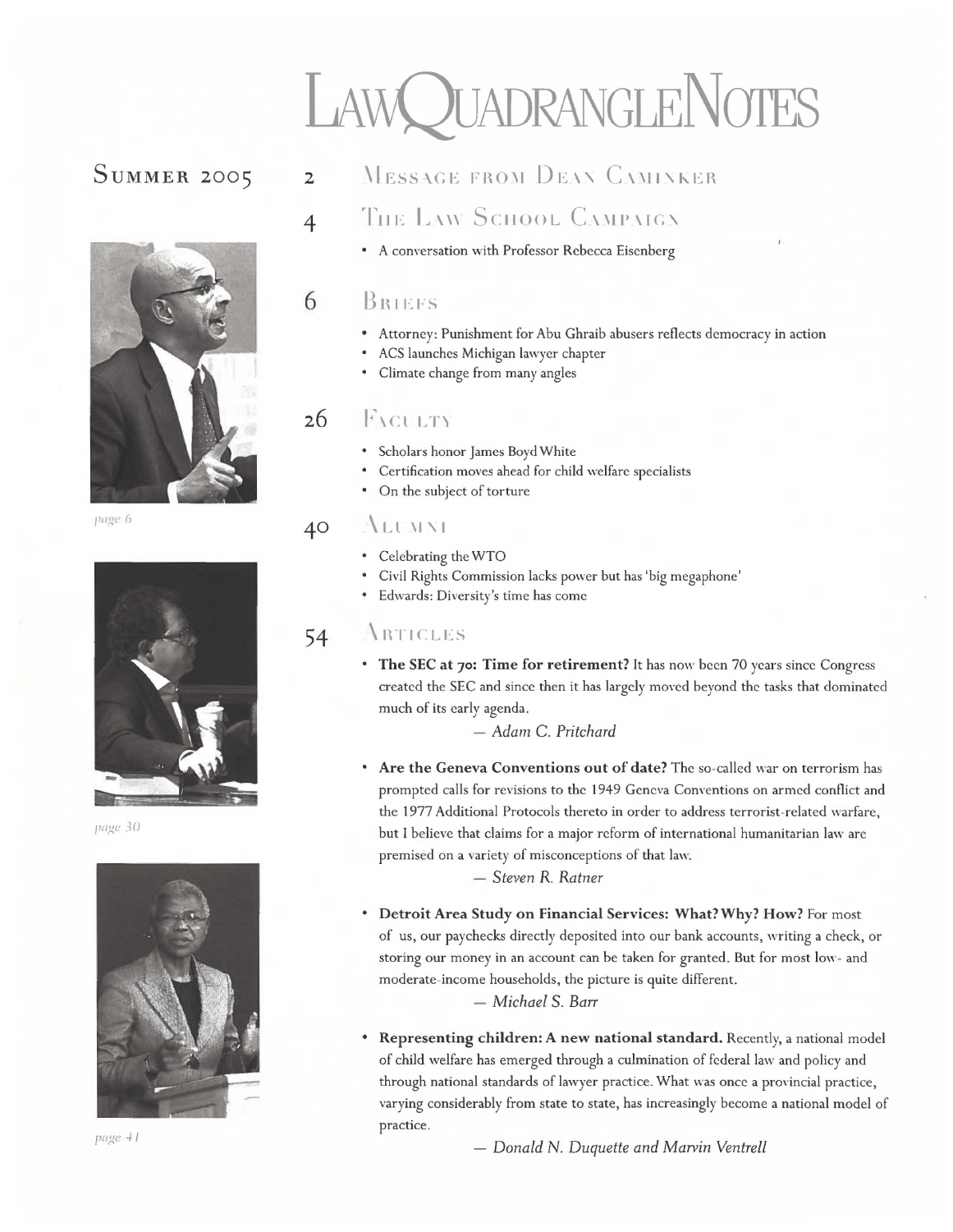# LawQuadrangleNotes

## Summer 2005

page 6

page 30

page 41

2 **Message from Dean Caminker**

4 **The Law School Campaign**

- A conversation with Professor Rebecca Eisenberg

6 **Briefs**

- Attorney: Punishment for Abu Ghraib abusers reflects democracy in action
- ACS launches Michigan lawyer chapter
- Climate change from many angles

26 **Faculty**

- Scholars honor James Boyd White
- Certification moves ahead for child welfare specialists
- On the subject of torture

40 **Alumni**

- Celebrating the WTO
- Civil Rights Commission lacks power but has 'big megaphone'
- Edwards: Diversity's time has come

54 **Articles**

- **The SEC at 70: Time for retirement?** It has now been 70 years since Congress created the SEC and since then it has largely moved beyond the tasks that dominated much of its early agenda.

  — *Adam C. Pritchard*

- **Are the Geneva Conventions out of date?** The so-called war on terrorism has prompted calls for revisions to the 1949 Geneva Conventions on armed conflict and the 1977 Additional Protocols thereto in order to address terrorist-related warfare, but I believe that claims for a major reform of international humanitarian law are premised on a variety of misconceptions of that law.

  — *Steven R. Ratner*

- **Detroit Area Study on Financial Services: What? Why? How?** For most of us, our paychecks directly deposited into our bank accounts, writing a check, or storing our money in an account can be taken for granted. But for most low- and moderate-income households, the picture is quite different.

  — *Michael S. Barr*

- **Representing children: A new national standard.** Recently, a national model of child welfare has emerged through a culmination of federal law and policy and through national standards of lawyer practice. What was once a provincial practice, varying considerably from state to state, has increasingly become a national model of practice.

  — *Donald N. Duquette and Marvin Ventrell*